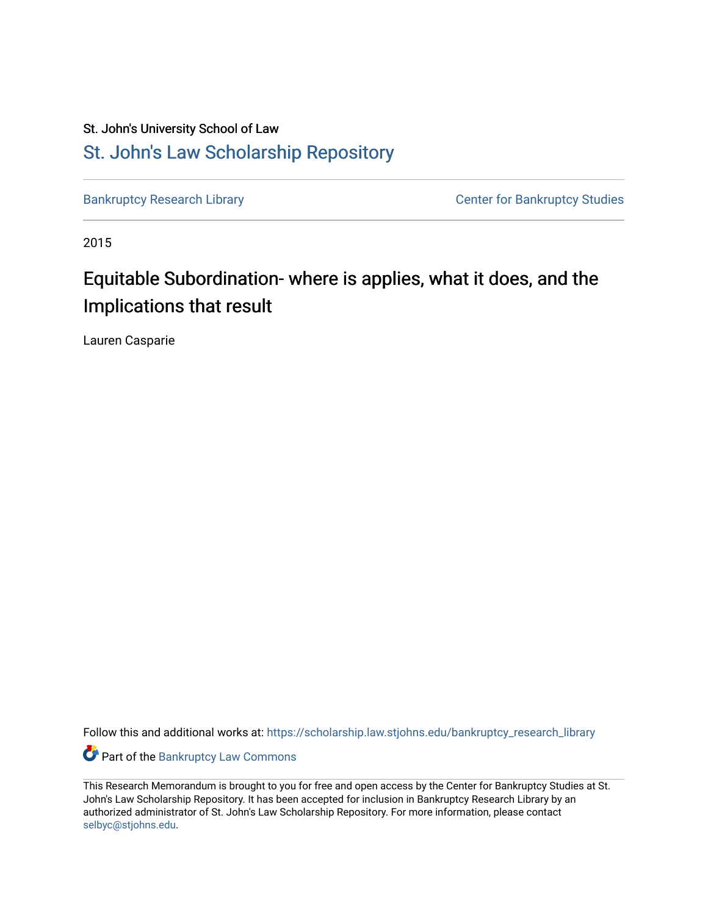St. John's University School of Law

# St. John's Law Scholarship Repository

Bankruptcy Research Library | Center for Bankruptcy Studies

2015

## Equitable Subordination- where is applies, what it does, and the Implications that result

Lauren Casparie

Follow this and additional works at: https://scholarship.law.stjohns.edu/bankruptcy_research_library

Part of the Bankruptcy Law Commons

This Research Memorandum is brought to you for free and open access by the Center for Bankruptcy Studies at St. John's Law Scholarship Repository. It has been accepted for inclusion in Bankruptcy Research Library by an authorized administrator of St. John's Law Scholarship Repository. For more information, please contact selbyc@stjohns.edu.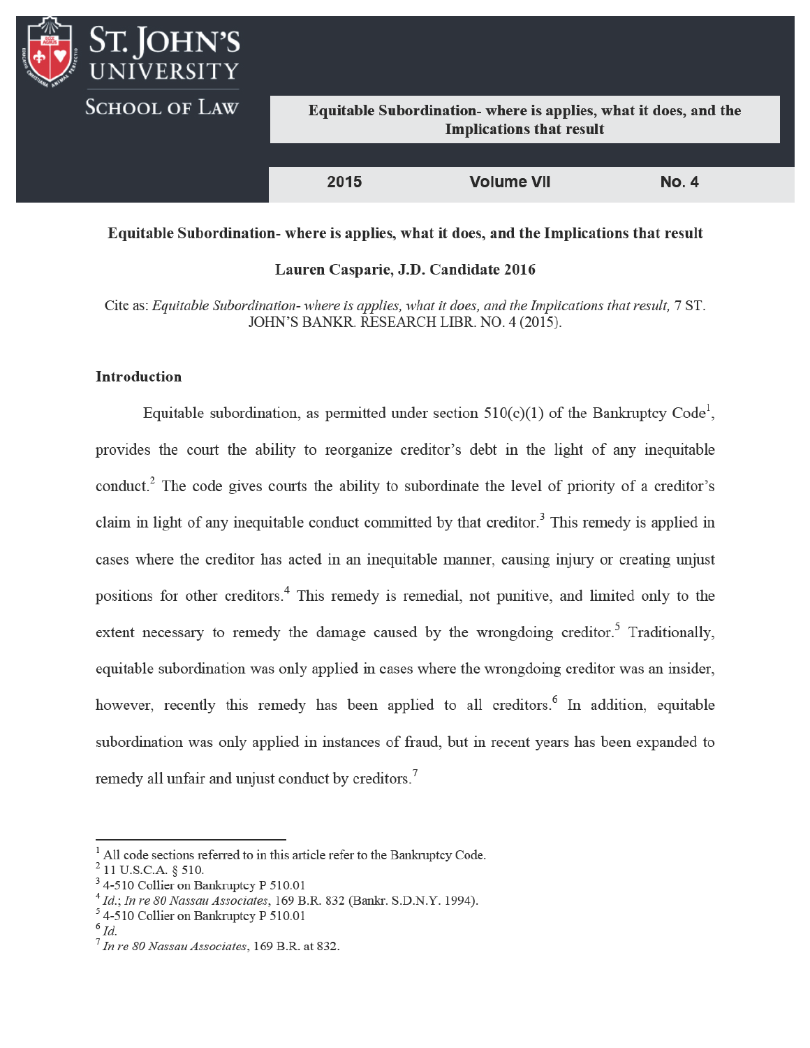**Equitable Subordination- where is applies, what it does, and the Implications that result**

**2015 | Volume VII | No. 4**

**Equitable Subordination- where is applies, what it does, and the Implications that result**

**Lauren Casparie, J.D. Candidate 2016**

Cite as: *Equitable Subordination- where is applies, what it does, and the Implications that result,* 7 ST. JOHN'S BANKR. RESEARCH LIBR. NO. 4 (2015).

## Introduction

Equitable subordination, as permitted under section 510(c)(1) of the Bankruptcy Code[1], provides the court the ability to reorganize creditor's debt in the light of any inequitable conduct.[2] The code gives courts the ability to subordinate the level of priority of a creditor's claim in light of any inequitable conduct committed by that creditor.[3] This remedy is applied in cases where the creditor has acted in an inequitable manner, causing injury or creating unjust positions for other creditors.[4] This remedy is remedial, not punitive, and limited only to the extent necessary to remedy the damage caused by the wrongdoing creditor.[5] Traditionally, equitable subordination was only applied in cases where the wrongdoing creditor was an insider, however, recently this remedy has been applied to all creditors.[6] In addition, equitable subordination was only applied in instances of fraud, but in recent years has been expanded to remedy all unfair and unjust conduct by creditors.[7]

---

[1] All code sections referred to in this article refer to the Bankruptcy Code.
[2] 11 U.S.C.A. § 510.
[3] 4-510 Collier on Bankruptcy P 510.01
[4] *Id.*; *In re 80 Nassau Associates*, 169 B.R. 832 (Bankr. S.D.N.Y. 1994).
[5] 4-510 Collier on Bankruptcy P 510.01
[6] *Id.*
[7] *In re 80 Nassau Associates*, 169 B.R. at 832.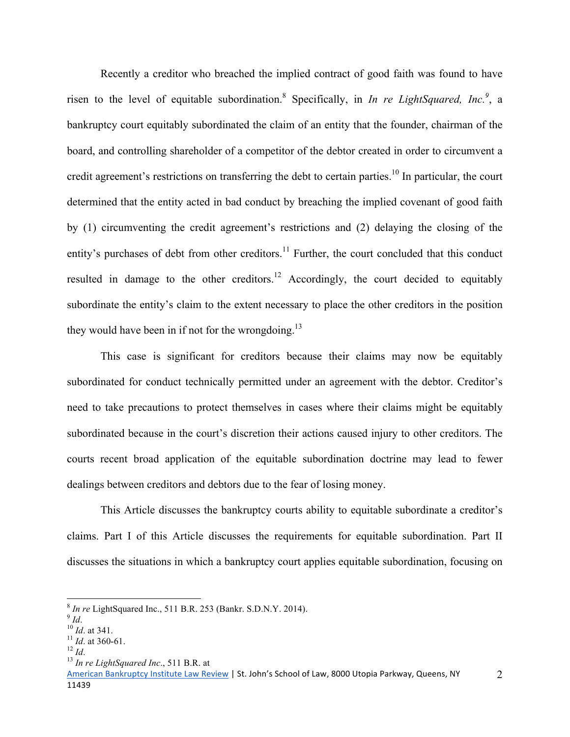Recently a creditor who breached the implied contract of good faith was found to have risen to the level of equitable subordination.[8] Specifically, in *In re LightSquared, Inc.*[9], a bankruptcy court equitably subordinated the claim of an entity that the founder, chairman of the board, and controlling shareholder of a competitor of the debtor created in order to circumvent a credit agreement's restrictions on transferring the debt to certain parties.[10] In particular, the court determined that the entity acted in bad conduct by breaching the implied covenant of good faith by (1) circumventing the credit agreement's restrictions and (2) delaying the closing of the entity's purchases of debt from other creditors.[11] Further, the court concluded that this conduct resulted in damage to the other creditors.[12] Accordingly, the court decided to equitably subordinate the entity's claim to the extent necessary to place the other creditors in the position they would have been in if not for the wrongdoing.[13]

This case is significant for creditors because their claims may now be equitably subordinated for conduct technically permitted under an agreement with the debtor. Creditor's need to take precautions to protect themselves in cases where their claims might be equitably subordinated because in the court's discretion their actions caused injury to other creditors. The courts recent broad application of the equitable subordination doctrine may lead to fewer dealings between creditors and debtors due to the fear of losing money.

This Article discusses the bankruptcy courts ability to equitable subordinate a creditor's claims. Part I of this Article discusses the requirements for equitable subordination. Part II discusses the situations in which a bankruptcy court applies equitable subordination, focusing on

---

[8] *In re* LightSquared Inc., 511 B.R. 253 (Bankr. S.D.N.Y. 2014).

[9] *Id*.

[10] *Id*. at 341.

[11] *Id*. at 360-61.

[12] *Id*.

[13] *In re LightSquared Inc*., 511 B.R. at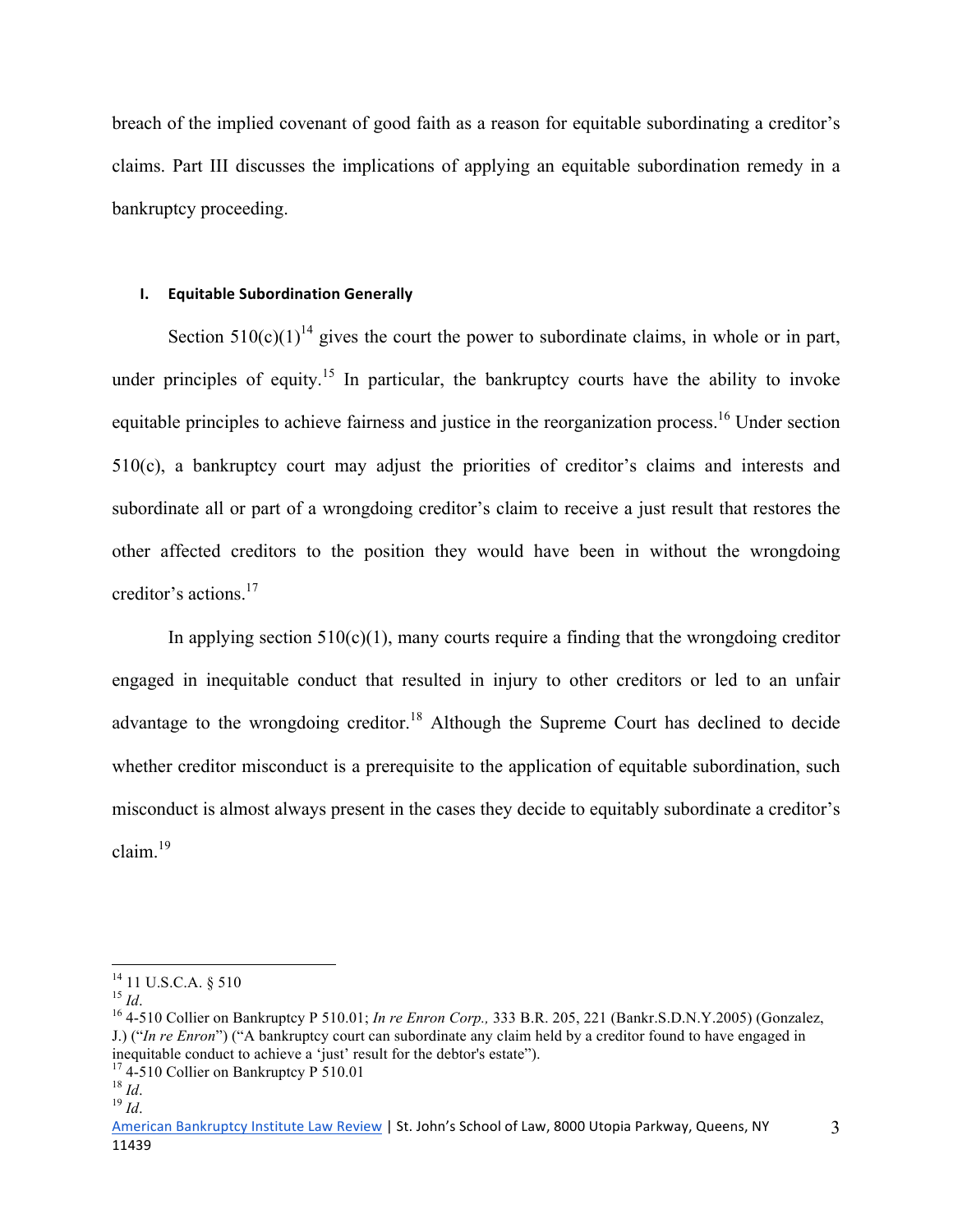breach of the implied covenant of good faith as a reason for equitable subordinating a creditor's claims. Part III discusses the implications of applying an equitable subordination remedy in a bankruptcy proceeding.

## I. Equitable Subordination Generally

Section 510(c)(1)[14] gives the court the power to subordinate claims, in whole or in part, under principles of equity.[15] In particular, the bankruptcy courts have the ability to invoke equitable principles to achieve fairness and justice in the reorganization process.[16] Under section 510(c), a bankruptcy court may adjust the priorities of creditor's claims and interests and subordinate all or part of a wrongdoing creditor's claim to receive a just result that restores the other affected creditors to the position they would have been in without the wrongdoing creditor's actions.[17]

In applying section 510(c)(1), many courts require a finding that the wrongdoing creditor engaged in inequitable conduct that resulted in injury to other creditors or led to an unfair advantage to the wrongdoing creditor.[18] Although the Supreme Court has declined to decide whether creditor misconduct is a prerequisite to the application of equitable subordination, such misconduct is almost always present in the cases they decide to equitably subordinate a creditor's claim.[19]

---

[14] 11 U.S.C.A. § 510

[15] *Id*.

[16] 4-510 Collier on Bankruptcy P 510.01; *In re Enron Corp.,* 333 B.R. 205, 221 (Bankr.S.D.N.Y.2005) (Gonzalez, J.) ("*In re Enron*") ("A bankruptcy court can subordinate any claim held by a creditor found to have engaged in inequitable conduct to achieve a 'just' result for the debtor's estate").

[17] 4-510 Collier on Bankruptcy P 510.01

[18] *Id*.

[19] *Id*.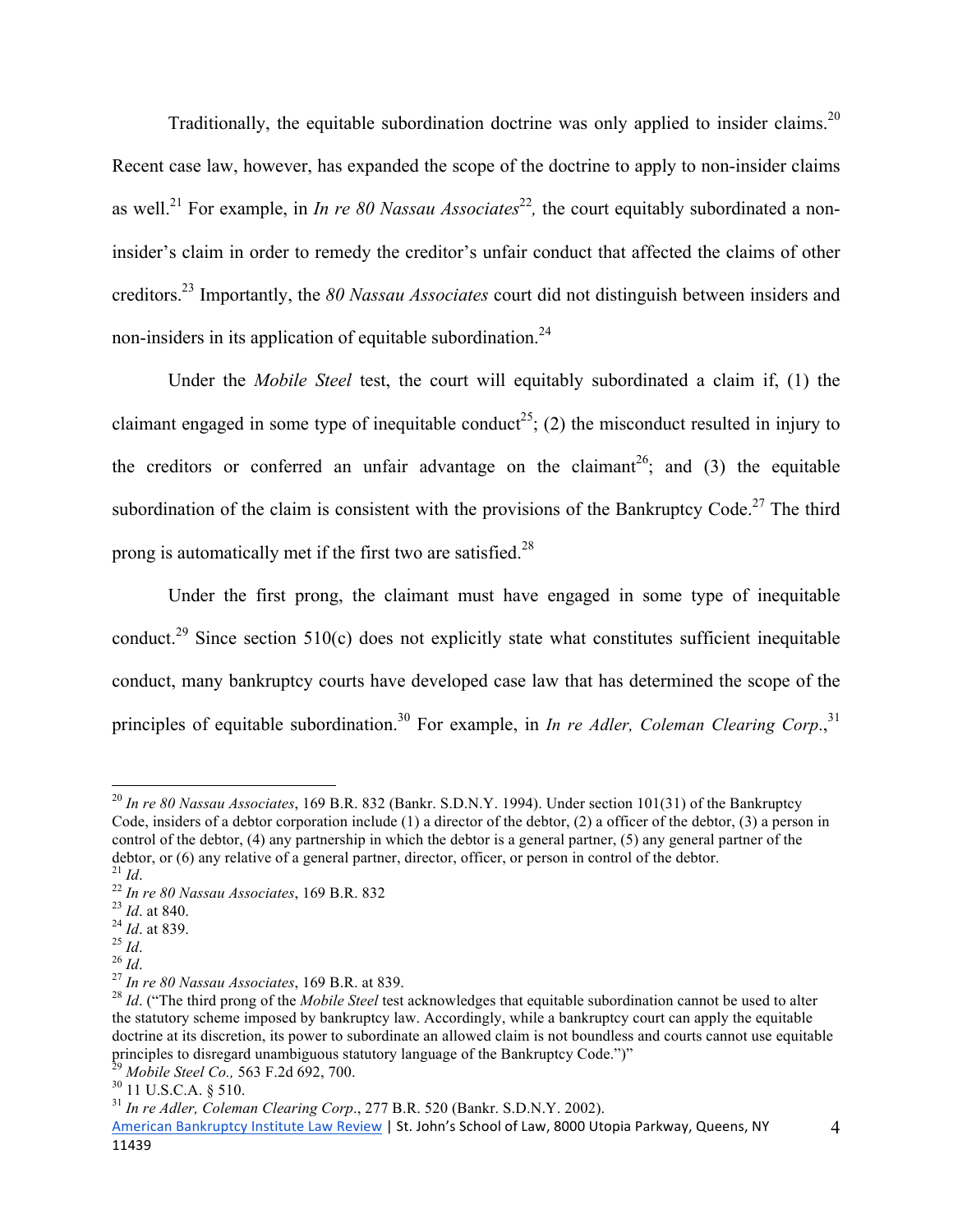Traditionally, the equitable subordination doctrine was only applied to insider claims.[20] Recent case law, however, has expanded the scope of the doctrine to apply to non-insider claims as well.[21] For example, in *In re 80 Nassau Associates*[22], the court equitably subordinated a non-insider's claim in order to remedy the creditor's unfair conduct that affected the claims of other creditors.[23] Importantly, the *80 Nassau Associates* court did not distinguish between insiders and non-insiders in its application of equitable subordination.[24]

Under the *Mobile Steel* test, the court will equitably subordinated a claim if, (1) the claimant engaged in some type of inequitable conduct[25]; (2) the misconduct resulted in injury to the creditors or conferred an unfair advantage on the claimant[26]; and (3) the equitable subordination of the claim is consistent with the provisions of the Bankruptcy Code.[27] The third prong is automatically met if the first two are satisfied.[28]

Under the first prong, the claimant must have engaged in some type of inequitable conduct.[29] Since section 510(c) does not explicitly state what constitutes sufficient inequitable conduct, many bankruptcy courts have developed case law that has determined the scope of the principles of equitable subordination.[30] For example, in *In re Adler, Coleman Clearing Corp.*,[31]

---

[20] *In re 80 Nassau Associates*, 169 B.R. 832 (Bankr. S.D.N.Y. 1994). Under section 101(31) of the Bankruptcy Code, insiders of a debtor corporation include (1) a director of the debtor, (2) a officer of the debtor, (3) a person in control of the debtor, (4) any partnership in which the debtor is a general partner, (5) any general partner of the debtor, or (6) any relative of a general partner, director, officer, or person in control of the debtor.

[21] *Id*.

[22] *In re 80 Nassau Associates*, 169 B.R. 832

[23] *Id*. at 840.

[24] *Id*. at 839.

[25] *Id*.

[26] *Id*.

[27] *In re 80 Nassau Associates*, 169 B.R. at 839.

[28] *Id*. ("The third prong of the *Mobile Steel* test acknowledges that equitable subordination cannot be used to alter the statutory scheme imposed by bankruptcy law. Accordingly, while a bankruptcy court can apply the equitable doctrine at its discretion, its power to subordinate an allowed claim is not boundless and courts cannot use equitable principles to disregard unambiguous statutory language of the Bankruptcy Code.")"

[29] *Mobile Steel Co.,* 563 F.2d 692, 700.

[30] 11 U.S.C.A. § 510.

[31] *In re Adler, Coleman Clearing Corp*., 277 B.R. 520 (Bankr. S.D.N.Y. 2002).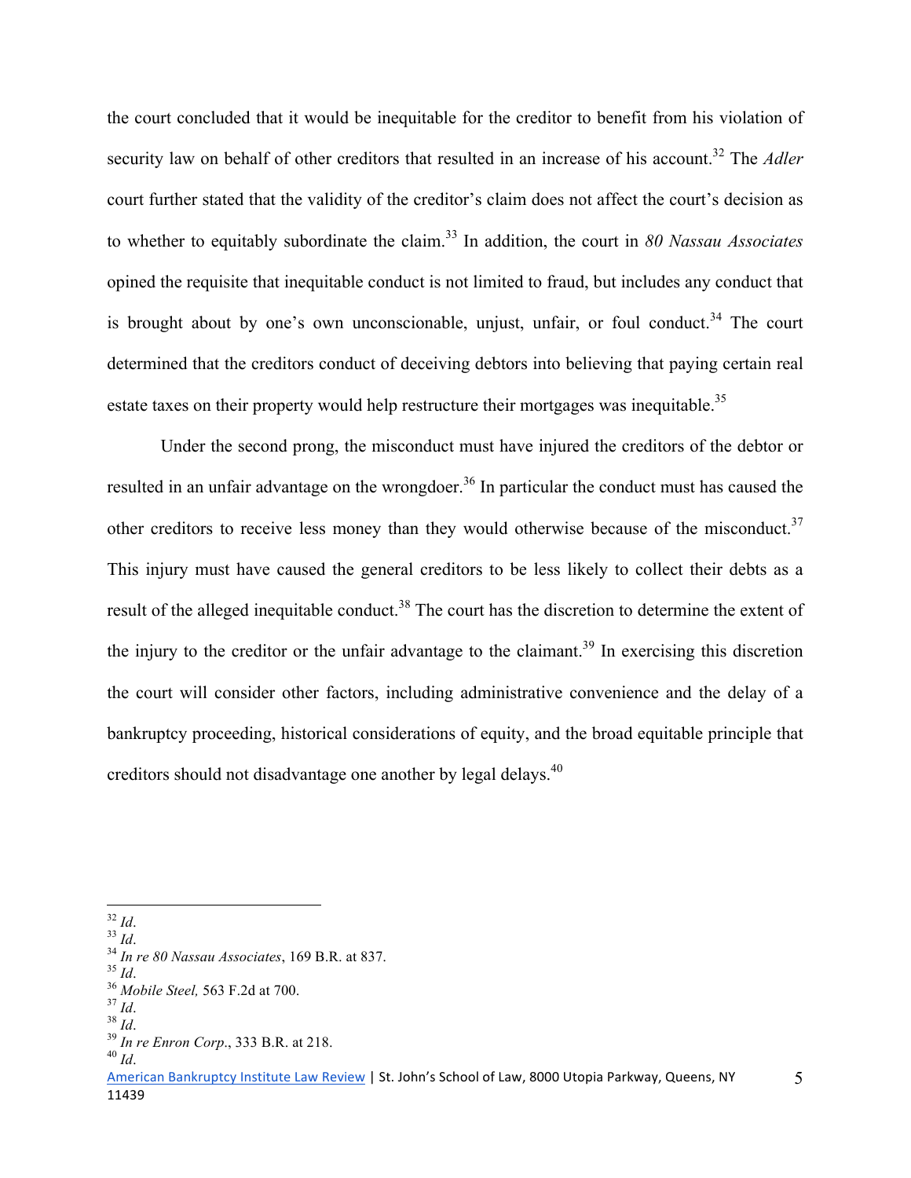the court concluded that it would be inequitable for the creditor to benefit from his violation of security law on behalf of other creditors that resulted in an increase of his account.[32] The *Adler* court further stated that the validity of the creditor's claim does not affect the court's decision as to whether to equitably subordinate the claim.[33] In addition, the court in *80 Nassau Associates* opined the requisite that inequitable conduct is not limited to fraud, but includes any conduct that is brought about by one's own unconscionable, unjust, unfair, or foul conduct.[34] The court determined that the creditors conduct of deceiving debtors into believing that paying certain real estate taxes on their property would help restructure their mortgages was inequitable.[35]

Under the second prong, the misconduct must have injured the creditors of the debtor or resulted in an unfair advantage on the wrongdoer.[36] In particular the conduct must has caused the other creditors to receive less money than they would otherwise because of the misconduct.[37] This injury must have caused the general creditors to be less likely to collect their debts as a result of the alleged inequitable conduct.[38] The court has the discretion to determine the extent of the injury to the creditor or the unfair advantage to the claimant.[39] In exercising this discretion the court will consider other factors, including administrative convenience and the delay of a bankruptcy proceeding, historical considerations of equity, and the broad equitable principle that creditors should not disadvantage one another by legal delays.[40]

---

[32] *Id*.
[33] *Id*.
[34] *In re 80 Nassau Associates*, 169 B.R. at 837.
[35] *Id*.
[36] *Mobile Steel,* 563 F.2d at 700.
[37] *Id*.
[38] *Id*.
[39] *In re Enron Corp*., 333 B.R. at 218.
[40] *Id*.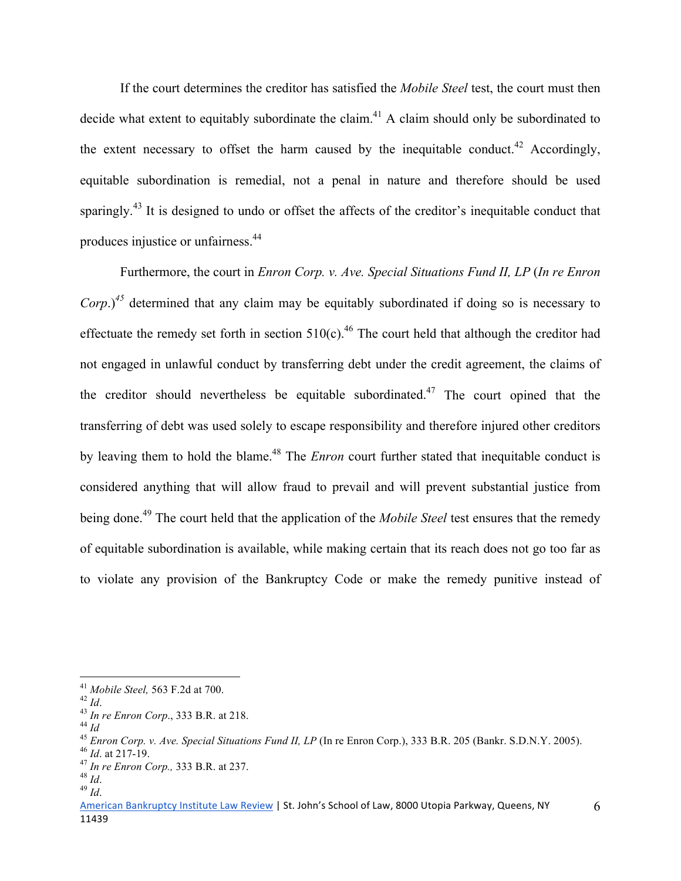If the court determines the creditor has satisfied the *Mobile Steel* test, the court must then decide what extent to equitably subordinate the claim.[41] A claim should only be subordinated to the extent necessary to offset the harm caused by the inequitable conduct.[42] Accordingly, equitable subordination is remedial, not a penal in nature and therefore should be used sparingly.[43] It is designed to undo or offset the affects of the creditor's inequitable conduct that produces injustice or unfairness.[44]

Furthermore, the court in *Enron Corp. v. Ave. Special Situations Fund II, LP* (*In re Enron Corp.*)[45] determined that any claim may be equitably subordinated if doing so is necessary to effectuate the remedy set forth in section 510(c).[46] The court held that although the creditor had not engaged in unlawful conduct by transferring debt under the credit agreement, the claims of the creditor should nevertheless be equitable subordinated.[47] The court opined that the transferring of debt was used solely to escape responsibility and therefore injured other creditors by leaving them to hold the blame.[48] The *Enron* court further stated that inequitable conduct is considered anything that will allow fraud to prevail and will prevent substantial justice from being done.[49] The court held that the application of the *Mobile Steel* test ensures that the remedy of equitable subordination is available, while making certain that its reach does not go too far as to violate any provision of the Bankruptcy Code or make the remedy punitive instead of

---

[41] *Mobile Steel,* 563 F.2d at 700.
[42] *Id*.
[43] *In re Enron Corp*., 333 B.R. at 218.
[44] *Id*
[45] *Enron Corp. v. Ave. Special Situations Fund II, LP* (In re Enron Corp.), 333 B.R. 205 (Bankr. S.D.N.Y. 2005).
[46] *Id*. at 217-19.
[47] *In re Enron Corp.,* 333 B.R. at 237.
[48] *Id*.
[49] *Id*.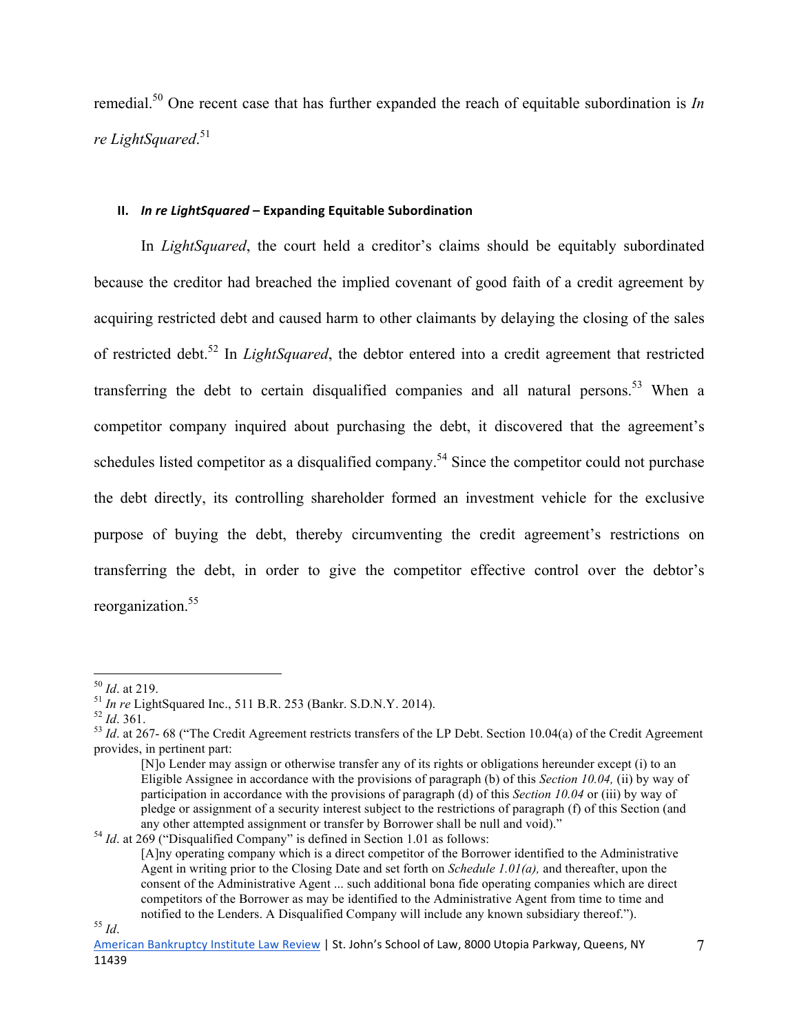remedial.[50] One recent case that has further expanded the reach of equitable subordination is *In re LightSquared*.[51]

## II. *In re LightSquared* – Expanding Equitable Subordination

In *LightSquared*, the court held a creditor's claims should be equitably subordinated because the creditor had breached the implied covenant of good faith of a credit agreement by acquiring restricted debt and caused harm to other claimants by delaying the closing of the sales of restricted debt.[52] In *LightSquared*, the debtor entered into a credit agreement that restricted transferring the debt to certain disqualified companies and all natural persons.[53] When a competitor company inquired about purchasing the debt, it discovered that the agreement's schedules listed competitor as a disqualified company.[54] Since the competitor could not purchase the debt directly, its controlling shareholder formed an investment vehicle for the exclusive purpose of buying the debt, thereby circumventing the credit agreement's restrictions on transferring the debt, in order to give the competitor effective control over the debtor's reorganization.[55]

---

[50] *Id*. at 219.

[51] *In re* LightSquared Inc., 511 B.R. 253 (Bankr. S.D.N.Y. 2014).

[52] *Id*. 361.

[53] *Id*. at 267- 68 ("The Credit Agreement restricts transfers of the LP Debt. Section 10.04(a) of the Credit Agreement provides, in pertinent part:

> [N]o Lender may assign or otherwise transfer any of its rights or obligations hereunder except (i) to an Eligible Assignee in accordance with the provisions of paragraph (b) of this *Section 10.04,* (ii) by way of participation in accordance with the provisions of paragraph (d) of this *Section 10.04* or (iii) by way of pledge or assignment of a security interest subject to the restrictions of paragraph (f) of this Section (and any other attempted assignment or transfer by Borrower shall be null and void)."

[54] *Id*. at 269 ("Disqualified Company" is defined in Section 1.01 as follows:

> [A]ny operating company which is a direct competitor of the Borrower identified to the Administrative Agent in writing prior to the Closing Date and set forth on *Schedule 1.01(a),* and thereafter, upon the consent of the Administrative Agent ... such additional bona fide operating companies which are direct competitors of the Borrower as may be identified to the Administrative Agent from time to time and notified to the Lenders. A Disqualified Company will include any known subsidiary thereof.").

[55] *Id*.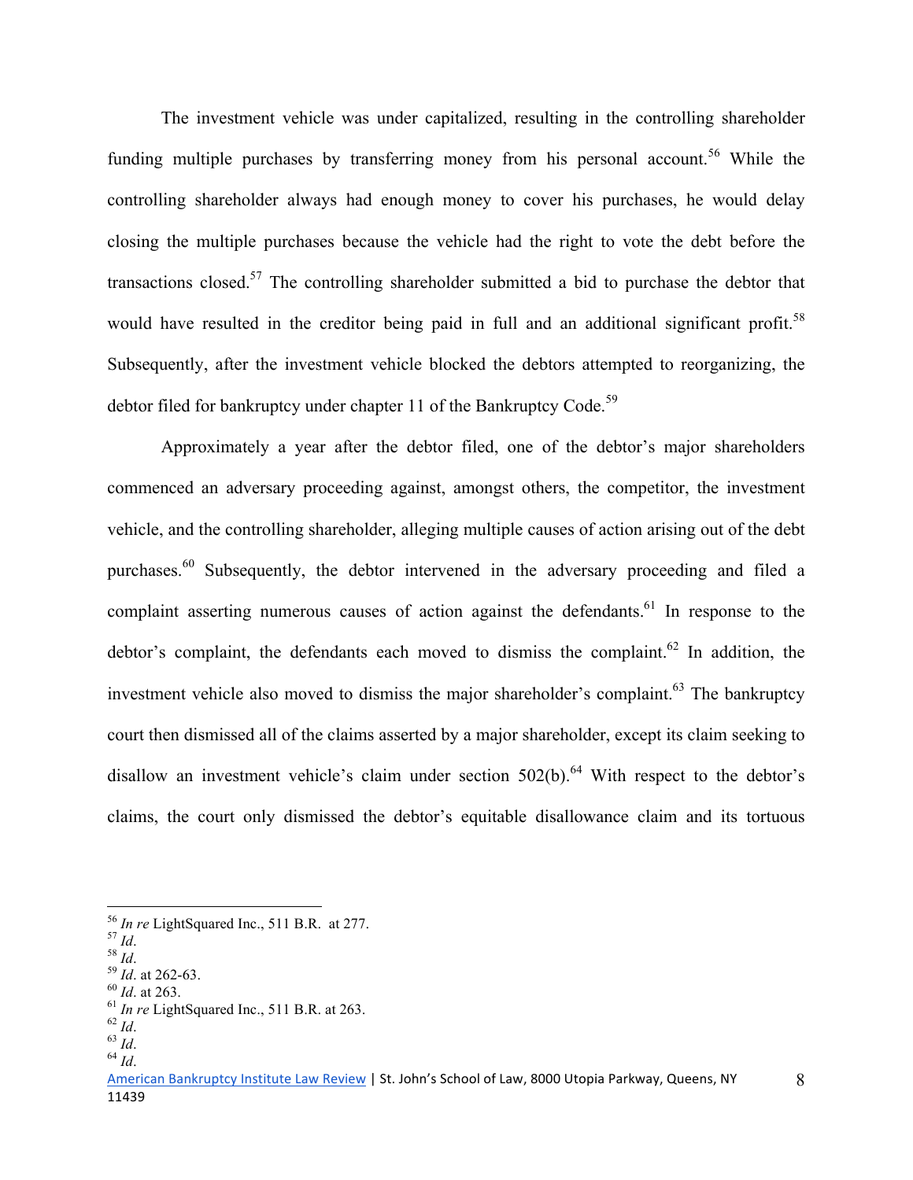The investment vehicle was under capitalized, resulting in the controlling shareholder funding multiple purchases by transferring money from his personal account.[56] While the controlling shareholder always had enough money to cover his purchases, he would delay closing the multiple purchases because the vehicle had the right to vote the debt before the transactions closed.[57] The controlling shareholder submitted a bid to purchase the debtor that would have resulted in the creditor being paid in full and an additional significant profit.[58] Subsequently, after the investment vehicle blocked the debtors attempted to reorganizing, the debtor filed for bankruptcy under chapter 11 of the Bankruptcy Code.[59]

Approximately a year after the debtor filed, one of the debtor's major shareholders commenced an adversary proceeding against, amongst others, the competitor, the investment vehicle, and the controlling shareholder, alleging multiple causes of action arising out of the debt purchases.[60] Subsequently, the debtor intervened in the adversary proceeding and filed a complaint asserting numerous causes of action against the defendants.[61] In response to the debtor's complaint, the defendants each moved to dismiss the complaint.[62] In addition, the investment vehicle also moved to dismiss the major shareholder's complaint.[63] The bankruptcy court then dismissed all of the claims asserted by a major shareholder, except its claim seeking to disallow an investment vehicle's claim under section 502(b).[64] With respect to the debtor's claims, the court only dismissed the debtor's equitable disallowance claim and its tortuous

---

[56] *In re* LightSquared Inc., 511 B.R. at 277.
[57] *Id*.
[58] *Id*.
[59] *Id*. at 262-63.
[60] *Id*. at 263.
[61] *In re* LightSquared Inc., 511 B.R. at 263.
[62] *Id*.
[63] *Id*.
[64] *Id*.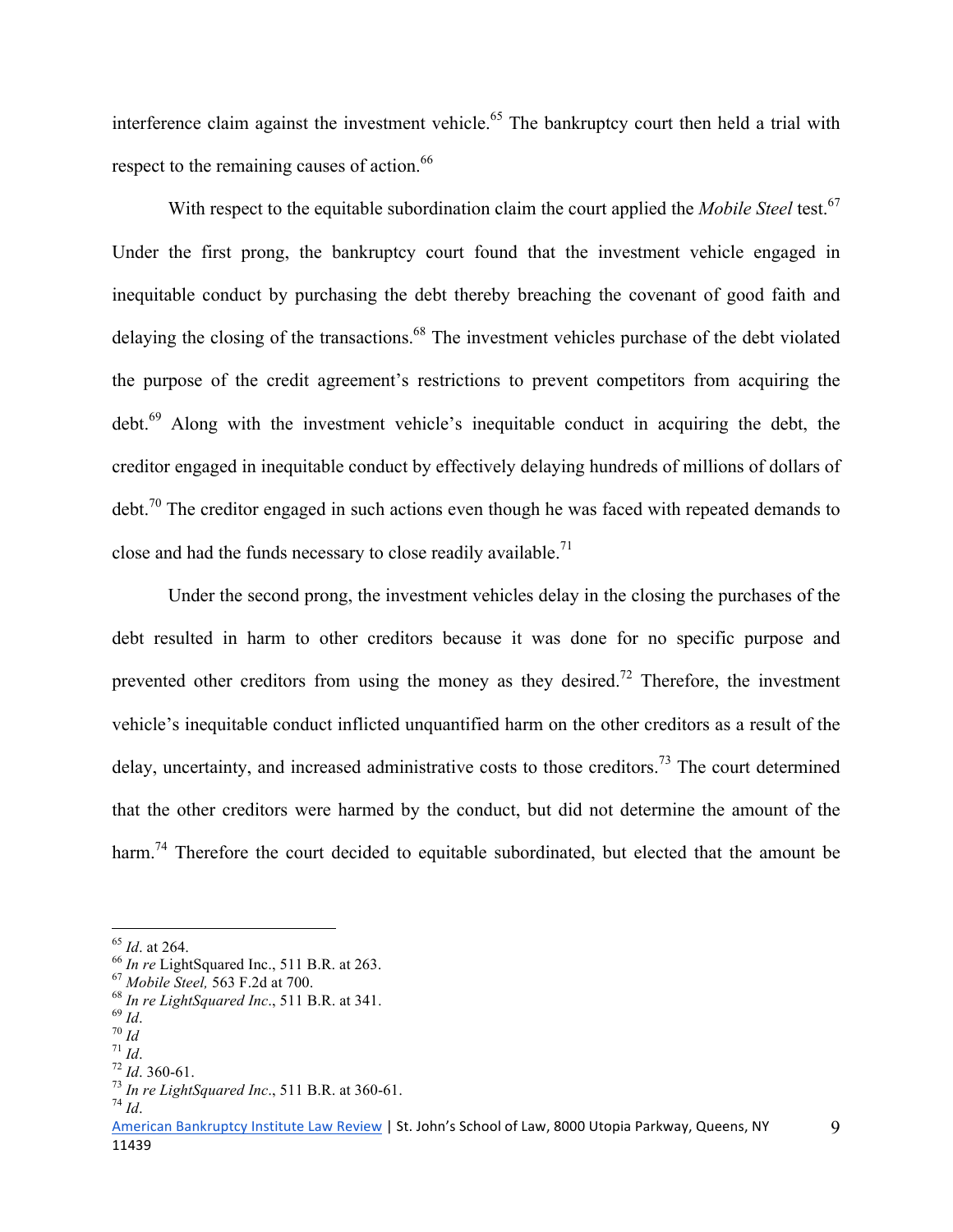interference claim against the investment vehicle.[65] The bankruptcy court then held a trial with respect to the remaining causes of action.[66]

With respect to the equitable subordination claim the court applied the *Mobile Steel* test.[67] Under the first prong, the bankruptcy court found that the investment vehicle engaged in inequitable conduct by purchasing the debt thereby breaching the covenant of good faith and delaying the closing of the transactions.[68] The investment vehicles purchase of the debt violated the purpose of the credit agreement's restrictions to prevent competitors from acquiring the debt.[69] Along with the investment vehicle's inequitable conduct in acquiring the debt, the creditor engaged in inequitable conduct by effectively delaying hundreds of millions of dollars of debt.[70] The creditor engaged in such actions even though he was faced with repeated demands to close and had the funds necessary to close readily available.[71]

Under the second prong, the investment vehicles delay in the closing the purchases of the debt resulted in harm to other creditors because it was done for no specific purpose and prevented other creditors from using the money as they desired.[72] Therefore, the investment vehicle's inequitable conduct inflicted unquantified harm on the other creditors as a result of the delay, uncertainty, and increased administrative costs to those creditors.[73] The court determined that the other creditors were harmed by the conduct, but did not determine the amount of the harm.[74] Therefore the court decided to equitable subordinated, but elected that the amount be

---

[65] *Id*. at 264.
[66] *In re* LightSquared Inc., 511 B.R. at 263.
[67] *Mobile Steel,* 563 F.2d at 700.
[68] *In re LightSquared Inc*., 511 B.R. at 341.
[69] *Id*.
[70] *Id*
[71] *Id*.
[72] *Id*. 360-61.
[73] *In re LightSquared Inc*., 511 B.R. at 360-61.
[74] *Id*.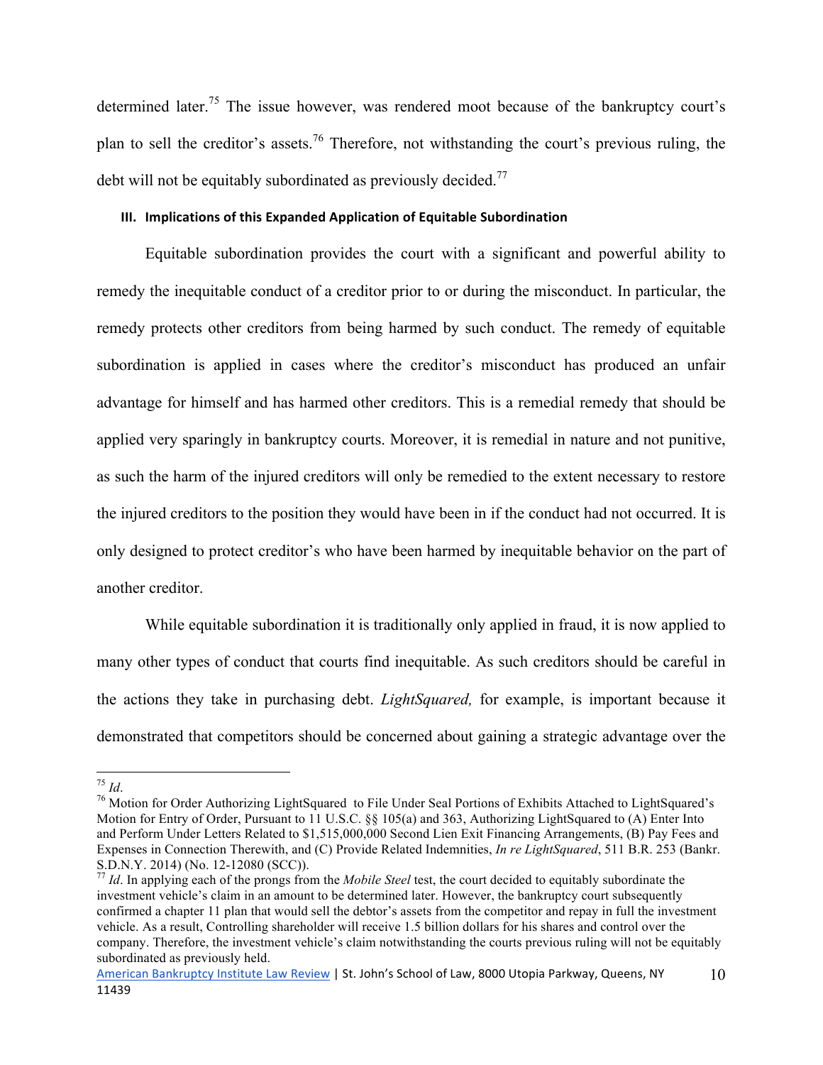determined later.[75] The issue however, was rendered moot because of the bankruptcy court's plan to sell the creditor's assets.[76] Therefore, not withstanding the court's previous ruling, the debt will not be equitably subordinated as previously decided.[77]

### III. Implications of this Expanded Application of Equitable Subordination

Equitable subordination provides the court with a significant and powerful ability to remedy the inequitable conduct of a creditor prior to or during the misconduct. In particular, the remedy protects other creditors from being harmed by such conduct. The remedy of equitable subordination is applied in cases where the creditor's misconduct has produced an unfair advantage for himself and has harmed other creditors. This is a remedial remedy that should be applied very sparingly in bankruptcy courts. Moreover, it is remedial in nature and not punitive, as such the harm of the injured creditors will only be remedied to the extent necessary to restore the injured creditors to the position they would have been in if the conduct had not occurred. It is only designed to protect creditor's who have been harmed by inequitable behavior on the part of another creditor.

While equitable subordination it is traditionally only applied in fraud, it is now applied to many other types of conduct that courts find inequitable. As such creditors should be careful in the actions they take in purchasing debt. *LightSquared,* for example, is important because it demonstrated that competitors should be concerned about gaining a strategic advantage over the

---

[75] *Id*.

[76] Motion for Order Authorizing LightSquared to File Under Seal Portions of Exhibits Attached to LightSquared's Motion for Entry of Order, Pursuant to 11 U.S.C. §§ 105(a) and 363, Authorizing LightSquared to (A) Enter Into and Perform Under Letters Related to $1,515,000,000 Second Lien Exit Financing Arrangements, (B) Pay Fees and Expenses in Connection Therewith, and (C) Provide Related Indemnities, *In re LightSquared*, 511 B.R. 253 (Bankr. S.D.N.Y. 2014) (No. 12-12080 (SCC)).

[77] *Id*. In applying each of the prongs from the *Mobile Steel* test, the court decided to equitably subordinate the investment vehicle's claim in an amount to be determined later. However, the bankruptcy court subsequently confirmed a chapter 11 plan that would sell the debtor's assets from the competitor and repay in full the investment vehicle. As a result, Controlling shareholder will receive 1.5 billion dollars for his shares and control over the company. Therefore, the investment vehicle's claim notwithstanding the courts previous ruling will not be equitably subordinated as previously held.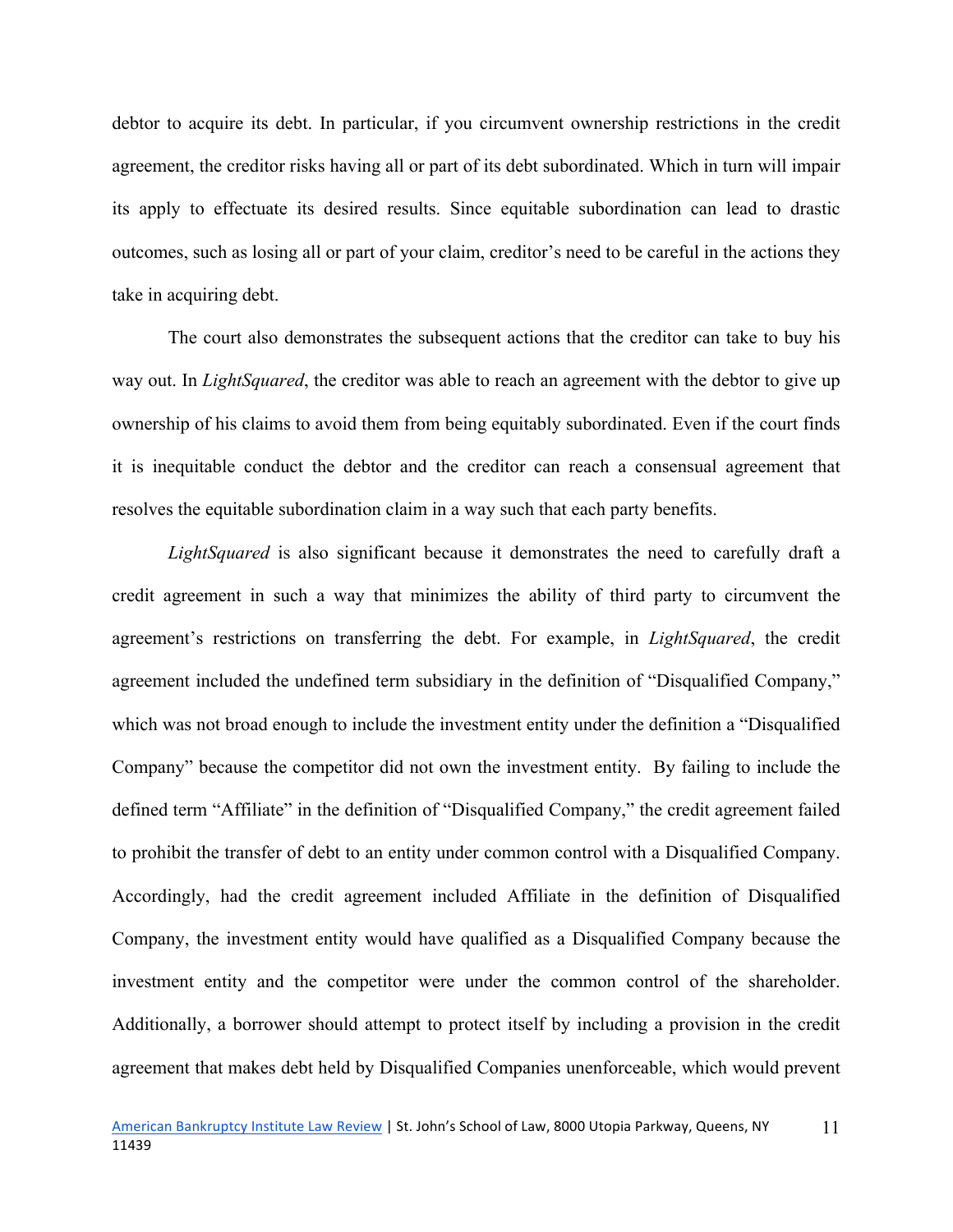debtor to acquire its debt. In particular, if you circumvent ownership restrictions in the credit agreement, the creditor risks having all or part of its debt subordinated. Which in turn will impair its apply to effectuate its desired results. Since equitable subordination can lead to drastic outcomes, such as losing all or part of your claim, creditor's need to be careful in the actions they take in acquiring debt.

The court also demonstrates the subsequent actions that the creditor can take to buy his way out. In *LightSquared*, the creditor was able to reach an agreement with the debtor to give up ownership of his claims to avoid them from being equitably subordinated. Even if the court finds it is inequitable conduct the debtor and the creditor can reach a consensual agreement that resolves the equitable subordination claim in a way such that each party benefits.

*LightSquared* is also significant because it demonstrates the need to carefully draft a credit agreement in such a way that minimizes the ability of third party to circumvent the agreement's restrictions on transferring the debt. For example, in *LightSquared*, the credit agreement included the undefined term subsidiary in the definition of "Disqualified Company," which was not broad enough to include the investment entity under the definition a "Disqualified Company" because the competitor did not own the investment entity. By failing to include the defined term "Affiliate" in the definition of "Disqualified Company," the credit agreement failed to prohibit the transfer of debt to an entity under common control with a Disqualified Company. Accordingly, had the credit agreement included Affiliate in the definition of Disqualified Company, the investment entity would have qualified as a Disqualified Company because the investment entity and the competitor were under the common control of the shareholder. Additionally, a borrower should attempt to protect itself by including a provision in the credit agreement that makes debt held by Disqualified Companies unenforceable, which would prevent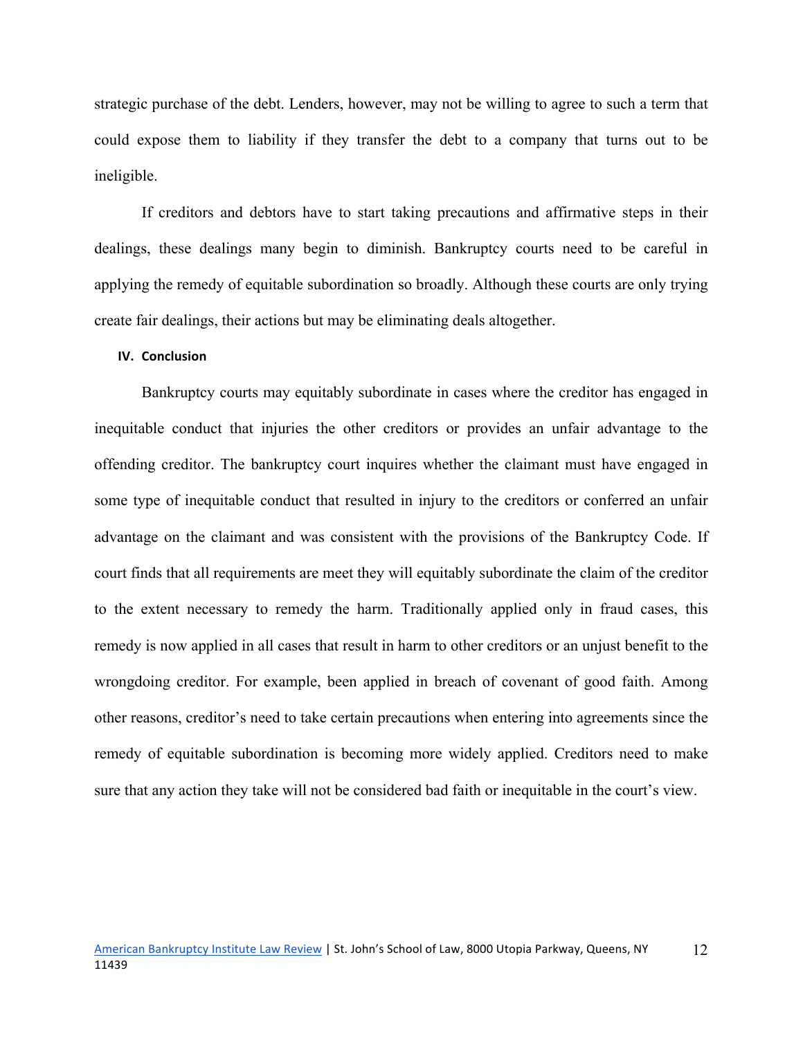strategic purchase of the debt. Lenders, however, may not be willing to agree to such a term that could expose them to liability if they transfer the debt to a company that turns out to be ineligible.

If creditors and debtors have to start taking precautions and affirmative steps in their dealings, these dealings many begin to diminish. Bankruptcy courts need to be careful in applying the remedy of equitable subordination so broadly. Although these courts are only trying create fair dealings, their actions but may be eliminating deals altogether.

## IV. Conclusion

Bankruptcy courts may equitably subordinate in cases where the creditor has engaged in inequitable conduct that injuries the other creditors or provides an unfair advantage to the offending creditor. The bankruptcy court inquires whether the claimant must have engaged in some type of inequitable conduct that resulted in injury to the creditors or conferred an unfair advantage on the claimant and was consistent with the provisions of the Bankruptcy Code. If court finds that all requirements are meet they will equitably subordinate the claim of the creditor to the extent necessary to remedy the harm. Traditionally applied only in fraud cases, this remedy is now applied in all cases that result in harm to other creditors or an unjust benefit to the wrongdoing creditor. For example, been applied in breach of covenant of good faith. Among other reasons, creditor's need to take certain precautions when entering into agreements since the remedy of equitable subordination is becoming more widely applied. Creditors need to make sure that any action they take will not be considered bad faith or inequitable in the court's view.